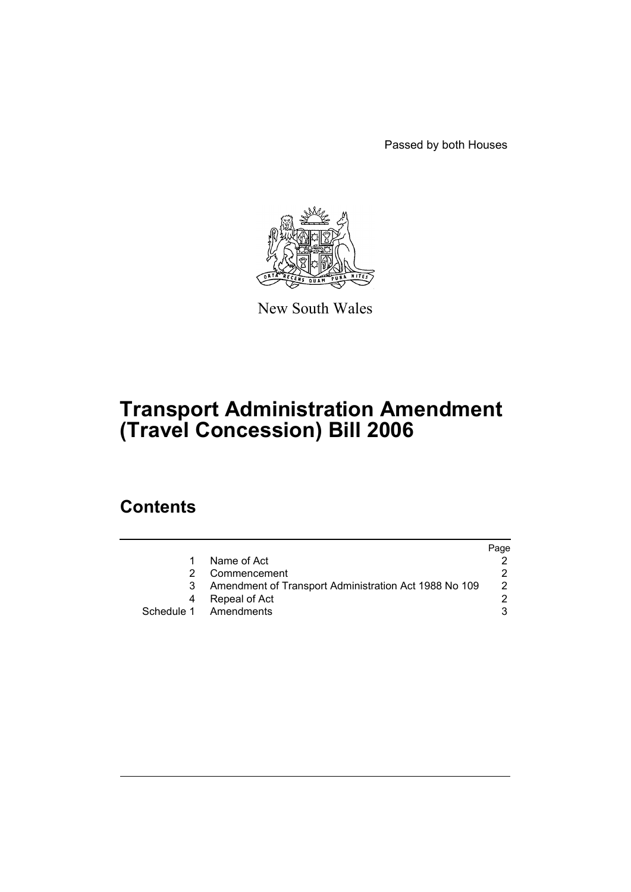Passed by both Houses

New South Wales

# Transport Administration Amendment (Travel Concession) Bill 2006

## Contents

| | | Page |
|---|---|---|
| 1 | Name of Act | 2 |
| 2 | Commencement | 2 |
| 3 | Amendment of Transport Administration Act 1988 No 109 | 2 |
| 4 | Repeal of Act | 2 |
| Schedule 1 | Amendments | 3 |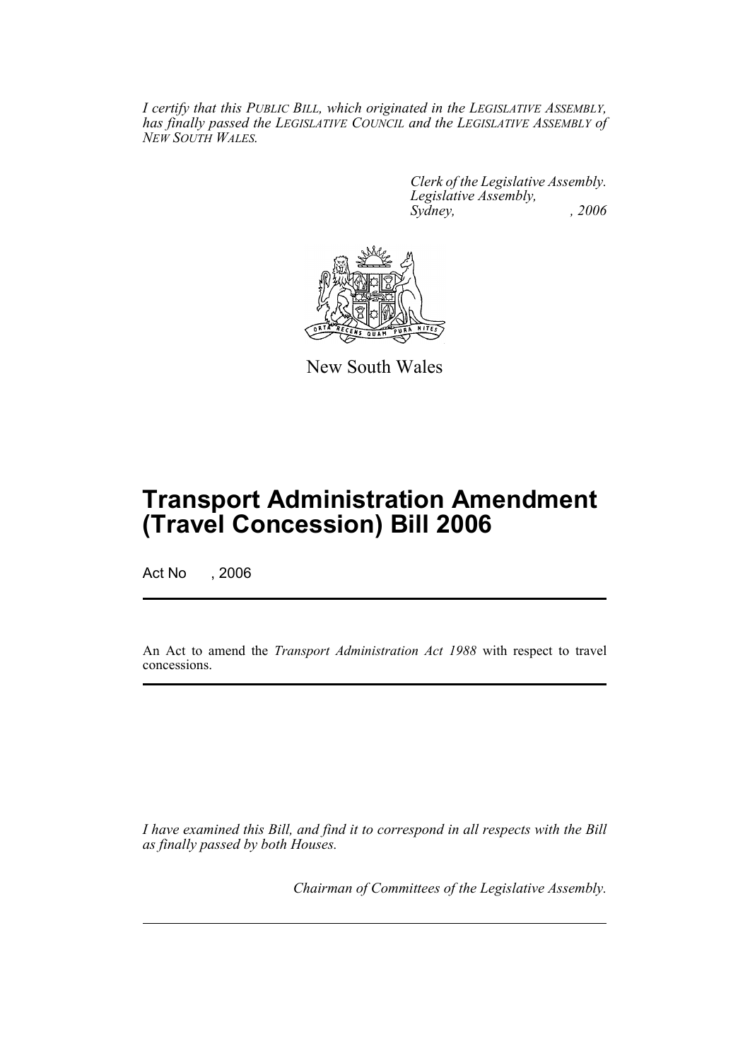*I certify that this PUBLIC BILL, which originated in the LEGISLATIVE ASSEMBLY, has finally passed the LEGISLATIVE COUNCIL and the LEGISLATIVE ASSEMBLY of NEW SOUTH WALES.*

*Clerk of the Legislative Assembly.*
*Legislative Assembly,*
*Sydney, , 2006*

New South Wales

# Transport Administration Amendment (Travel Concession) Bill 2006

Act No , 2006

An Act to amend the *Transport Administration Act 1988* with respect to travel concessions.

*I have examined this Bill, and find it to correspond in all respects with the Bill as finally passed by both Houses.*

*Chairman of Committees of the Legislative Assembly.*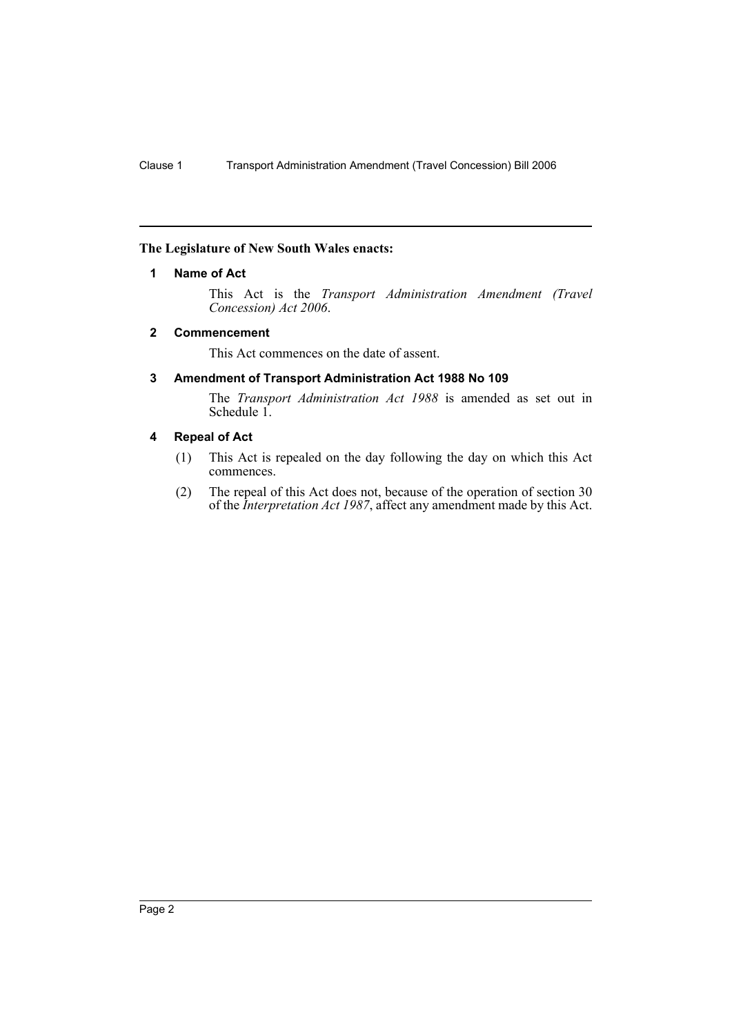**The Legislature of New South Wales enacts:**

### 1 Name of Act

This Act is the *Transport Administration Amendment (Travel Concession) Act 2006*.

### 2 Commencement

This Act commences on the date of assent.

### 3 Amendment of Transport Administration Act 1988 No 109

The *Transport Administration Act 1988* is amended as set out in Schedule 1.

### 4 Repeal of Act

(1) This Act is repealed on the day following the day on which this Act commences.

(2) The repeal of this Act does not, because of the operation of section 30 of the *Interpretation Act 1987*, affect any amendment made by this Act.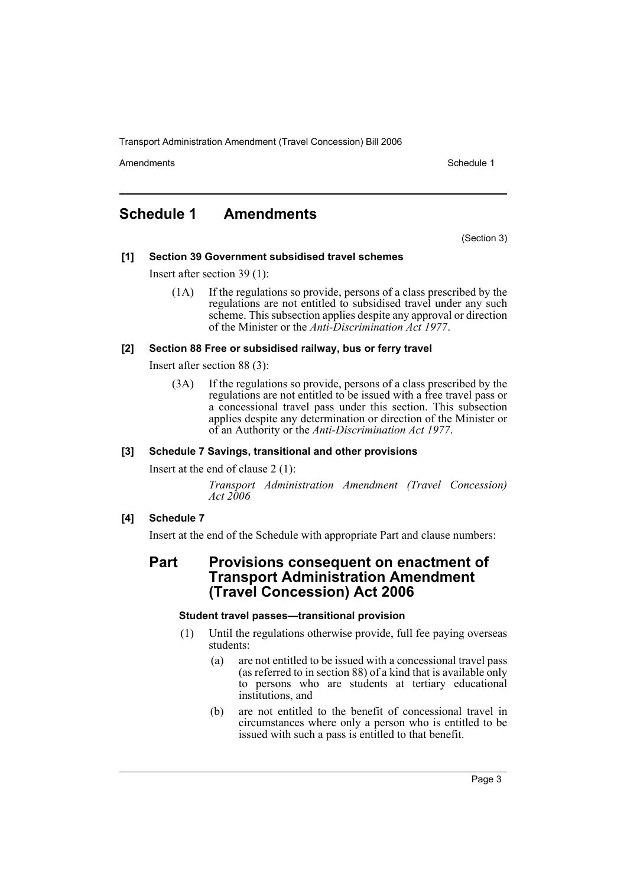## Schedule 1 Amendments

(Section 3)

### [1] Section 39 Government subsidised travel schemes

Insert after section 39 (1):

(1A) If the regulations so provide, persons of a class prescribed by the regulations are not entitled to subsidised travel under any such scheme. This subsection applies despite any approval or direction of the Minister or the *Anti-Discrimination Act 1977*.

### [2] Section 88 Free or subsidised railway, bus or ferry travel

Insert after section 88 (3):

(3A) If the regulations so provide, persons of a class prescribed by the regulations are not entitled to be issued with a free travel pass or a concessional travel pass under this section. This subsection applies despite any determination or direction of the Minister or of an Authority or the *Anti-Discrimination Act 1977*.

### [3] Schedule 7 Savings, transitional and other provisions

Insert at the end of clause 2 (1):

*Transport Administration Amendment (Travel Concession) Act 2006*

### [4] Schedule 7

Insert at the end of the Schedule with appropriate Part and clause numbers:

## Part Provisions consequent on enactment of Transport Administration Amendment (Travel Concession) Act 2006

#### Student travel passes—transitional provision

(1) Until the regulations otherwise provide, full fee paying overseas students:

(a) are not entitled to be issued with a concessional travel pass (as referred to in section 88) of a kind that is available only to persons who are students at tertiary educational institutions, and

(b) are not entitled to the benefit of concessional travel in circumstances where only a person who is entitled to be issued with such a pass is entitled to that benefit.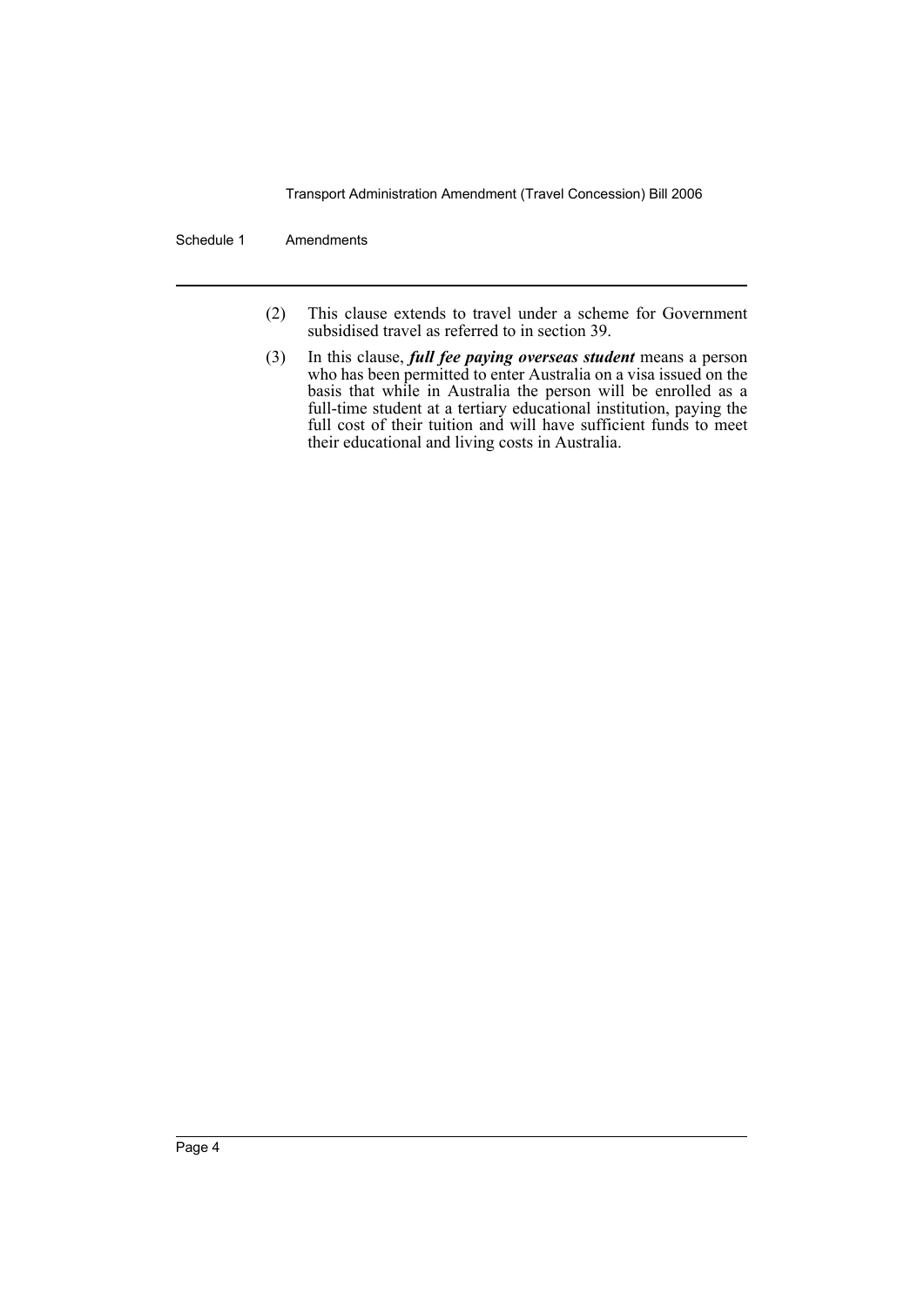(2) This clause extends to travel under a scheme for Government subsidised travel as referred to in section 39.

(3) In this clause, ***full fee paying overseas student*** means a person who has been permitted to enter Australia on a visa issued on the basis that while in Australia the person will be enrolled as a full-time student at a tertiary educational institution, paying the full cost of their tuition and will have sufficient funds to meet their educational and living costs in Australia.